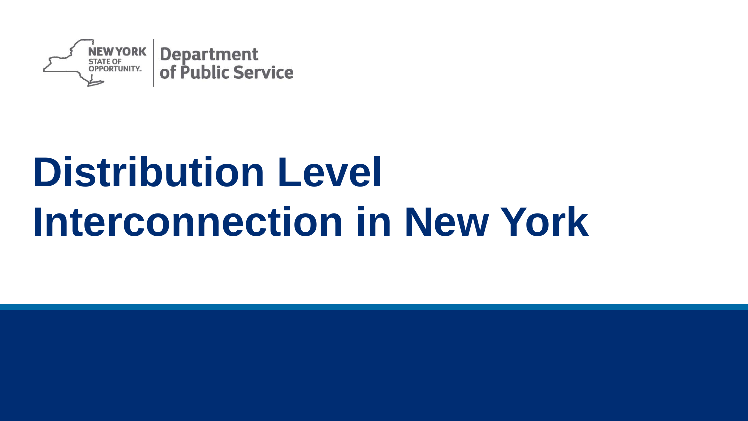NEW YORK STATE OF OPPORTUNITY. | Department of Public Service

# Distribution Level Interconnection in New York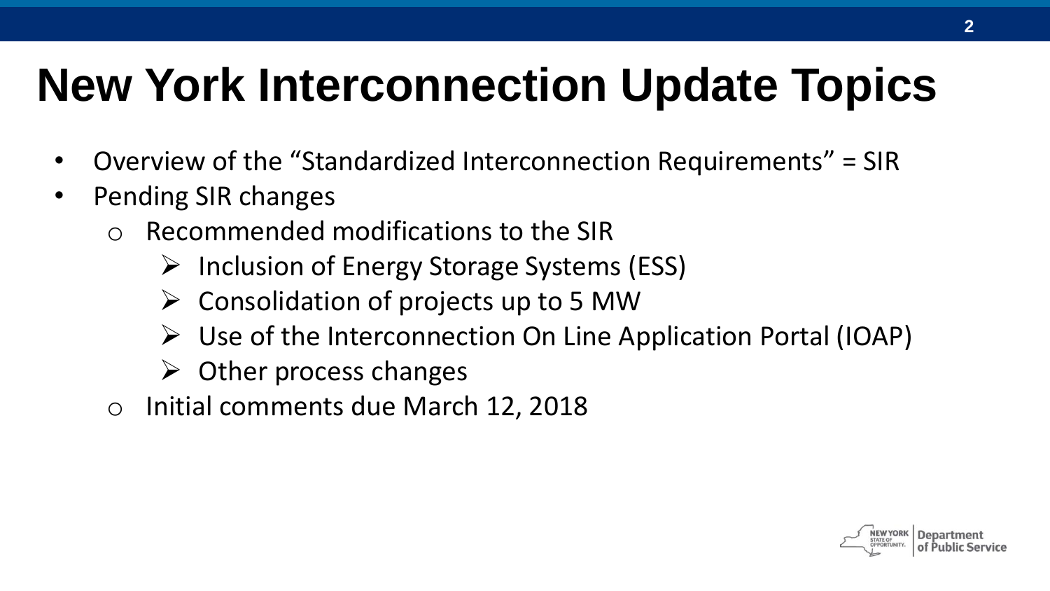# New York Interconnection Update Topics

- Overview of the "Standardized Interconnection Requirements" = SIR
- Pending SIR changes
  - Recommended modifications to the SIR
    - Inclusion of Energy Storage Systems (ESS)
    - Consolidation of projects up to 5 MW
    - Use of the Interconnection On Line Application Portal (IOAP)
    - Other process changes
  - Initial comments due March 12, 2018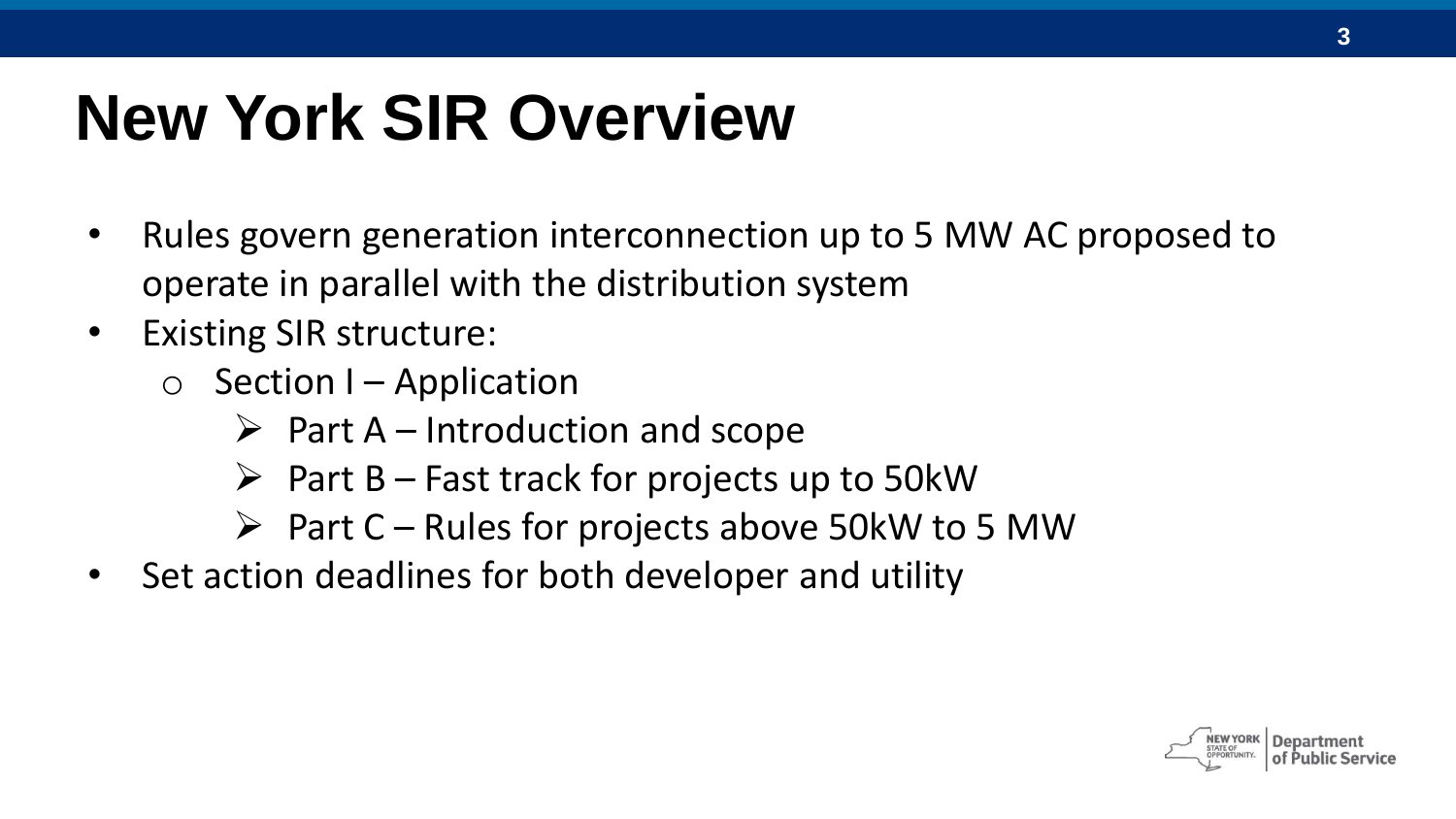# New York SIR Overview

- Rules govern generation interconnection up to 5 MW AC proposed to operate in parallel with the distribution system
- Existing SIR structure:
  - Section I – Application
    - Part A – Introduction and scope
    - Part B – Fast track for projects up to 50kW
    - Part C – Rules for projects above 50kW to 5 MW
- Set action deadlines for both developer and utility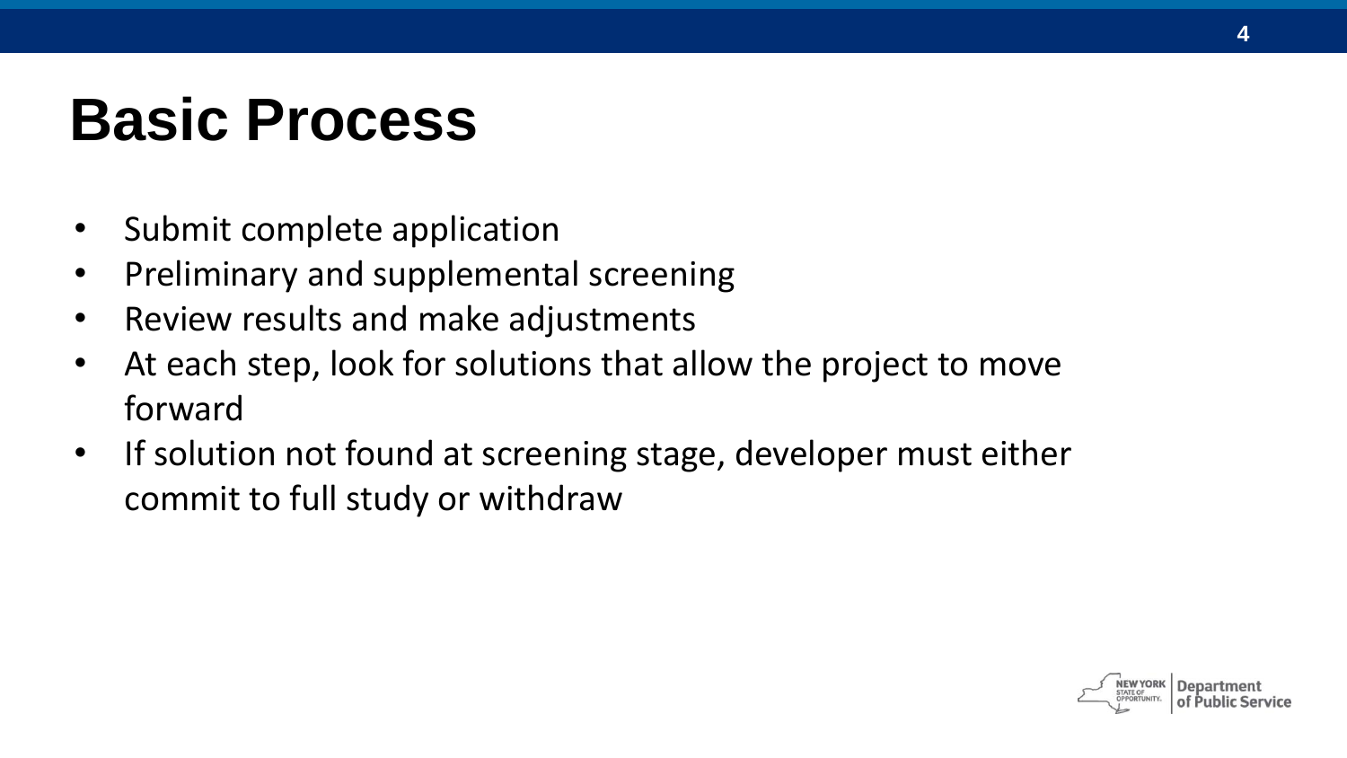# Basic Process

- Submit complete application
- Preliminary and supplemental screening
- Review results and make adjustments
- At each step, look for solutions that allow the project to move forward
- If solution not found at screening stage, developer must either commit to full study or withdraw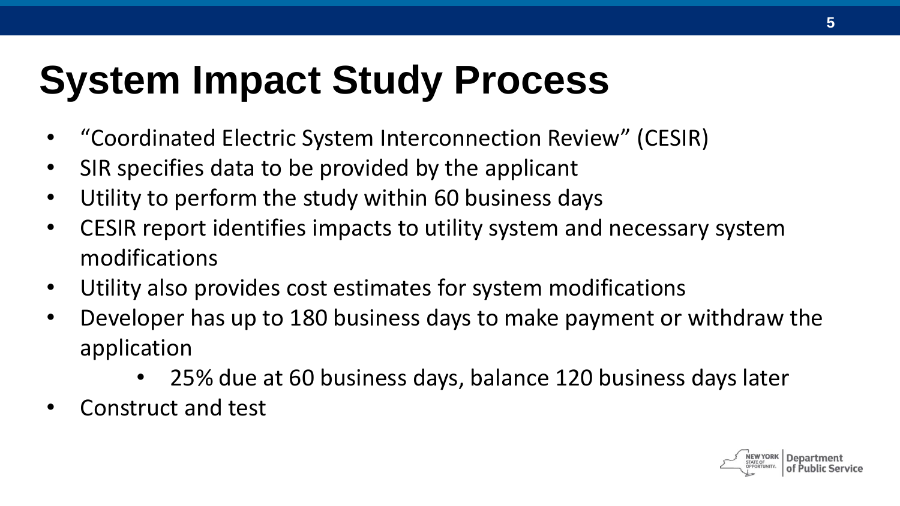# System Impact Study Process

- "Coordinated Electric System Interconnection Review" (CESIR)
- SIR specifies data to be provided by the applicant
- Utility to perform the study within 60 business days
- CESIR report identifies impacts to utility system and necessary system modifications
- Utility also provides cost estimates for system modifications
- Developer has up to 180 business days to make payment or withdraw the application
    - 25% due at 60 business days, balance 120 business days later
- Construct and test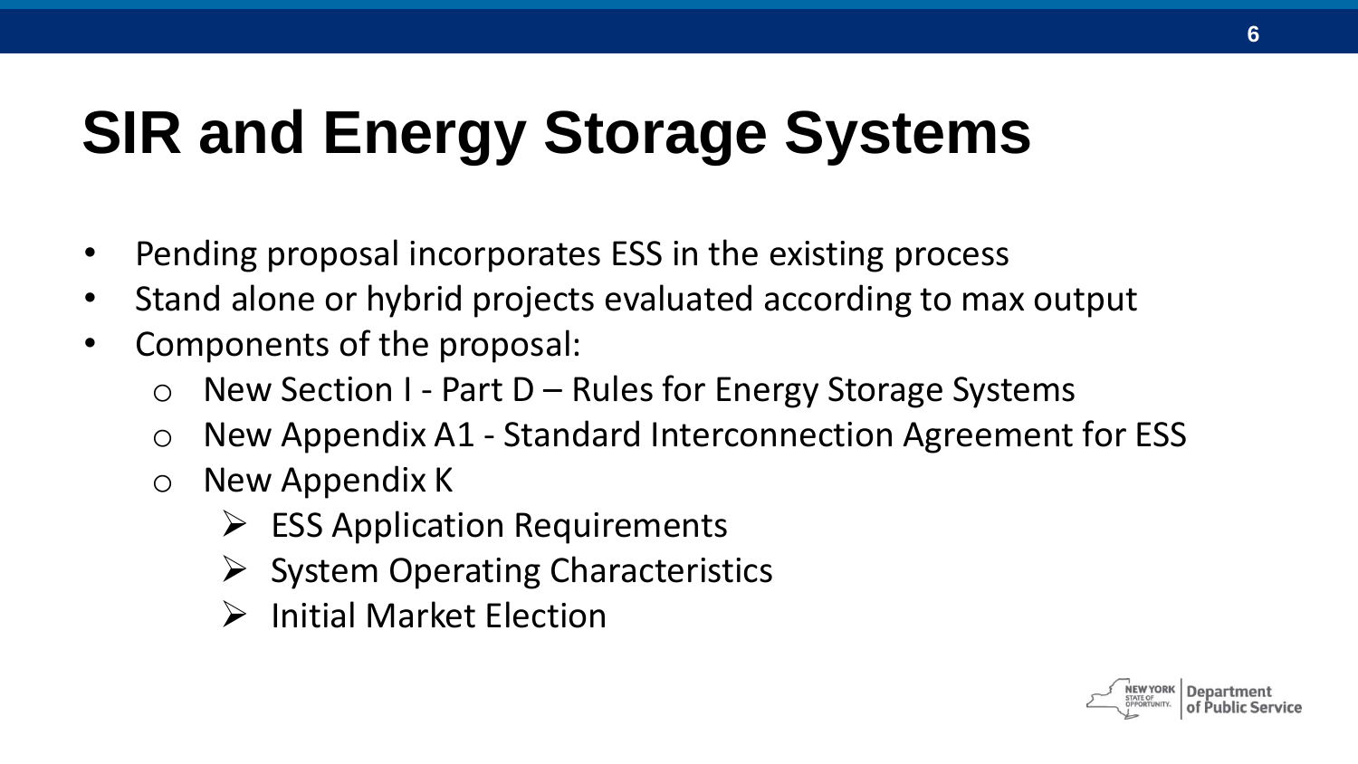# SIR and Energy Storage Systems

- Pending proposal incorporates ESS in the existing process
- Stand alone or hybrid projects evaluated according to max output
- Components of the proposal:
  - New Section I - Part D – Rules for Energy Storage Systems
  - New Appendix A1 - Standard Interconnection Agreement for ESS
  - New Appendix K
    - ESS Application Requirements
    - System Operating Characteristics
    - Initial Market Election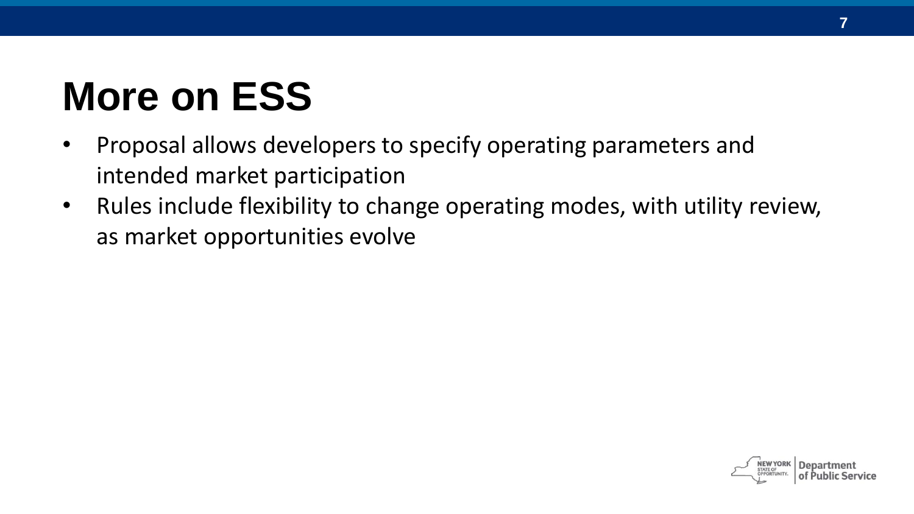# More on ESS

- Proposal allows developers to specify operating parameters and intended market participation
- Rules include flexibility to change operating modes, with utility review, as market opportunities evolve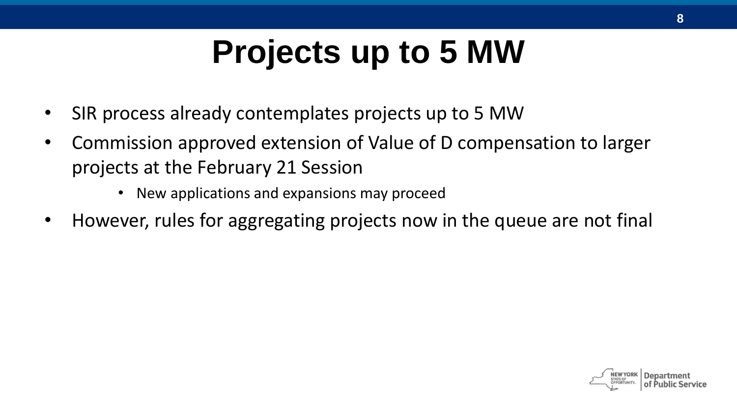# Projects up to 5 MW

- SIR process already contemplates projects up to 5 MW
- Commission approved extension of Value of D compensation to larger projects at the February 21 Session
    - New applications and expansions may proceed
- However, rules for aggregating projects now in the queue are not final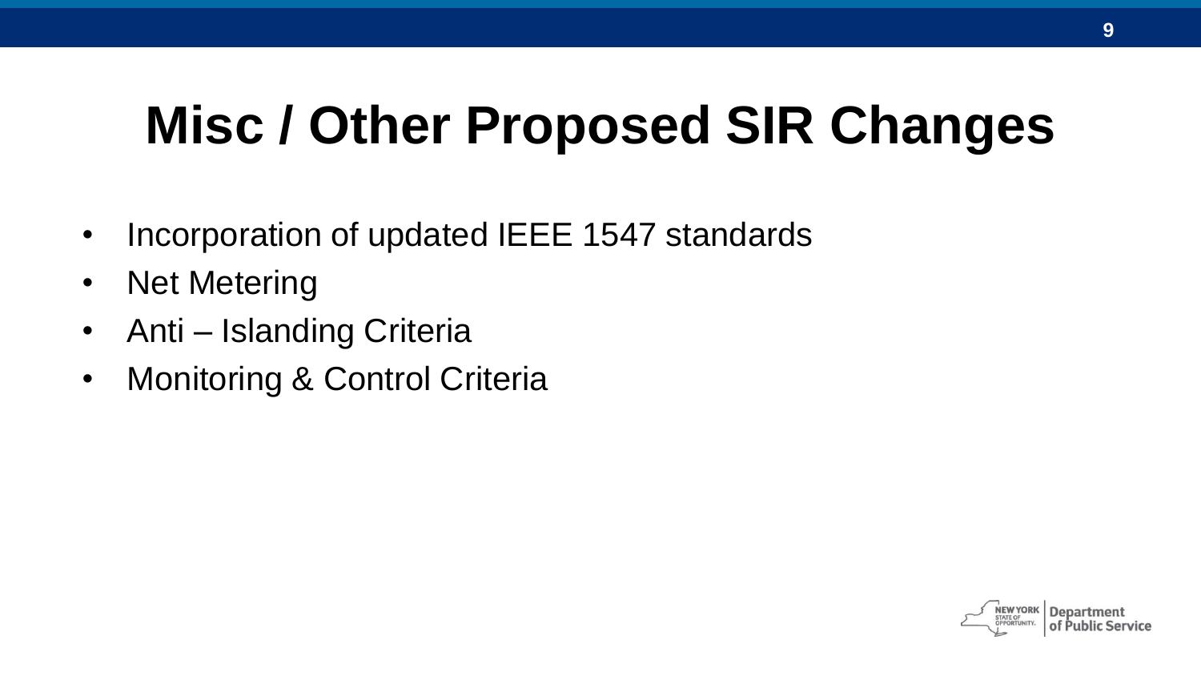# Misc / Other Proposed SIR Changes

- Incorporation of updated IEEE 1547 standards
- Net Metering
- Anti – Islanding Criteria
- Monitoring & Control Criteria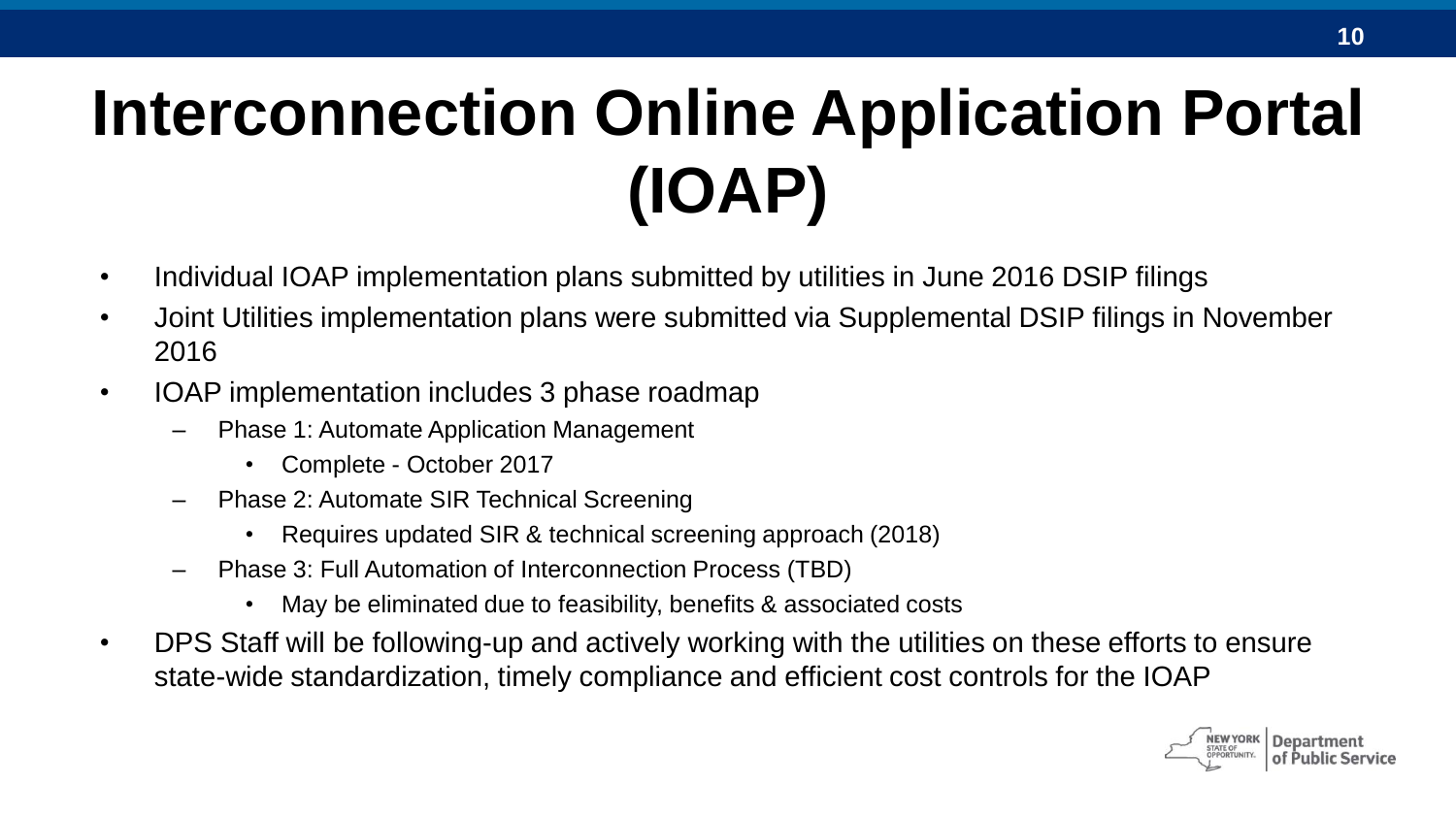# Interconnection Online Application Portal (IOAP)

- Individual IOAP implementation plans submitted by utilities in June 2016 DSIP filings
- Joint Utilities implementation plans were submitted via Supplemental DSIP filings in November 2016
- IOAP implementation includes 3 phase roadmap
  - Phase 1: Automate Application Management
    - Complete - October 2017
  - Phase 2: Automate SIR Technical Screening
    - Requires updated SIR & technical screening approach (2018)
  - Phase 3: Full Automation of Interconnection Process (TBD)
    - May be eliminated due to feasibility, benefits & associated costs
- DPS Staff will be following-up and actively working with the utilities on these efforts to ensure state-wide standardization, timely compliance and efficient cost controls for the IOAP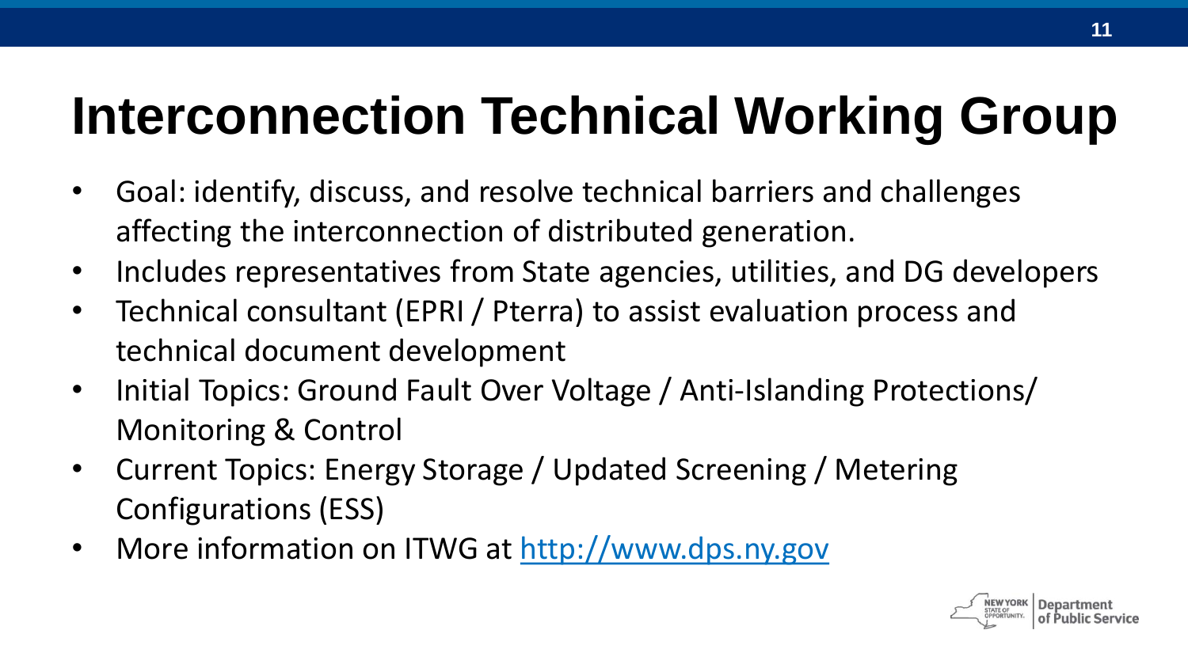# Interconnection Technical Working Group

- Goal: identify, discuss, and resolve technical barriers and challenges affecting the interconnection of distributed generation.
- Includes representatives from State agencies, utilities, and DG developers
- Technical consultant (EPRI / Pterra) to assist evaluation process and technical document development
- Initial Topics: Ground Fault Over Voltage / Anti-Islanding Protections/ Monitoring & Control
- Current Topics: Energy Storage / Updated Screening / Metering Configurations (ESS)
- More information on ITWG at [http://www.dps.ny.gov](http://www.dps.ny.gov)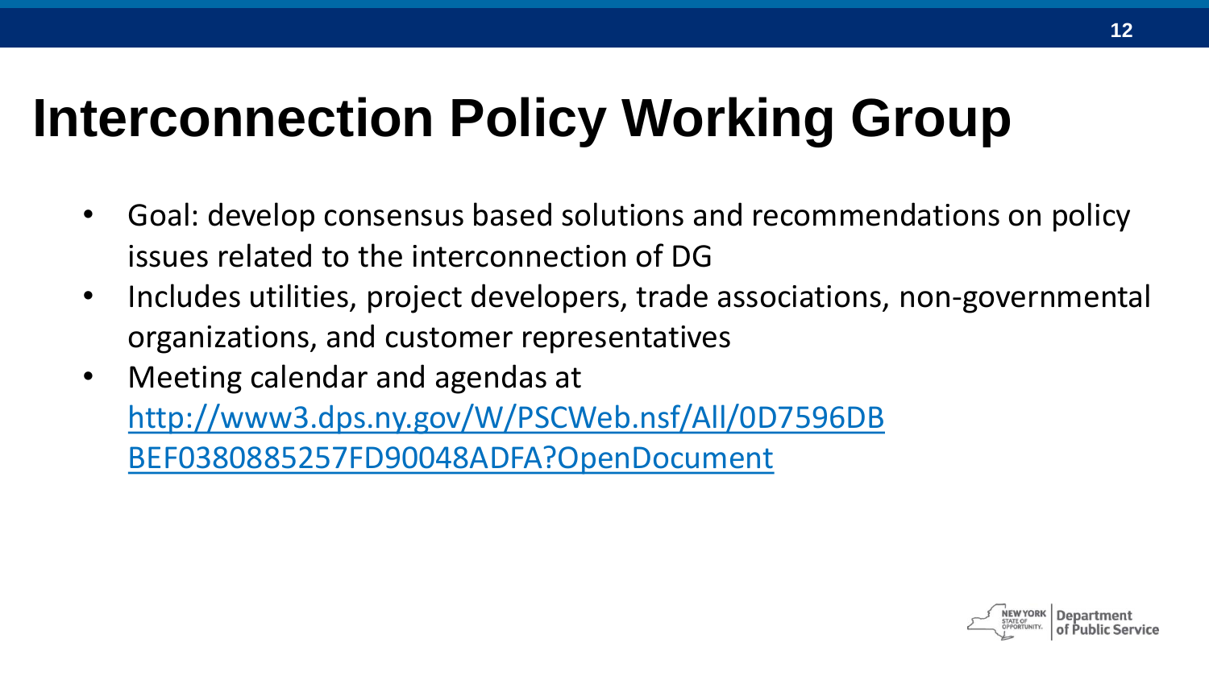# Interconnection Policy Working Group

- Goal: develop consensus based solutions and recommendations on policy issues related to the interconnection of DG
- Includes utilities, project developers, trade associations, non-governmental organizations, and customer representatives
- Meeting calendar and agendas at http://www3.dps.ny.gov/W/PSCWeb.nsf/All/0D7596DBBEF0380885257FD90048ADFA?OpenDocument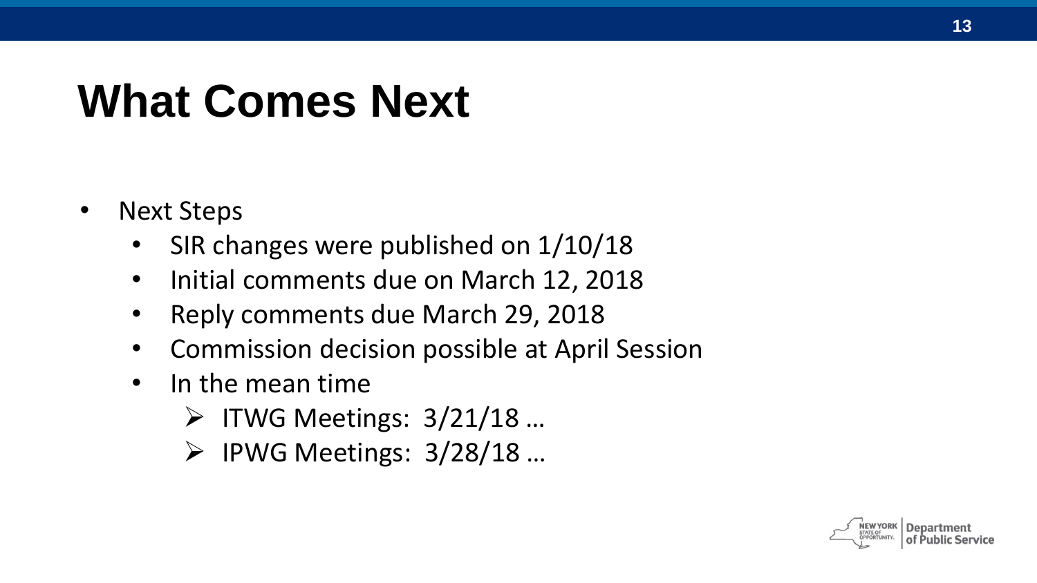# What Comes Next

- Next Steps
  - SIR changes were published on 1/10/18
  - Initial comments due on March 12, 2018
  - Reply comments due March 29, 2018
  - Commission decision possible at April Session
  - In the mean time
    - ITWG Meetings: 3/21/18 …
    - IPWG Meetings: 3/28/18 …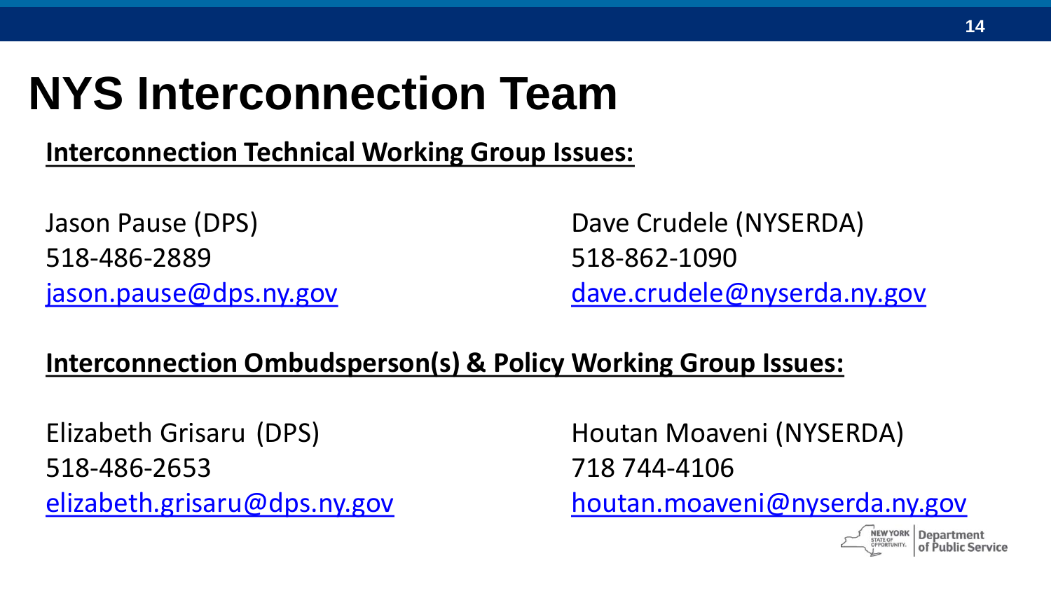# NYS Interconnection Team

**Interconnection Technical Working Group Issues:**

Jason Pause (DPS)
518-486-2889
jason.pause@dps.ny.gov

Dave Crudele (NYSERDA)
518-862-1090
dave.crudele@nyserda.ny.gov

**Interconnection Ombudsperson(s) & Policy Working Group Issues:**

Elizabeth Grisaru (DPS)
518-486-2653
elizabeth.grisaru@dps.ny.gov

Houtan Moaveni (NYSERDA)
718 744-4106
houtan.moaveni@nyserda.ny.gov